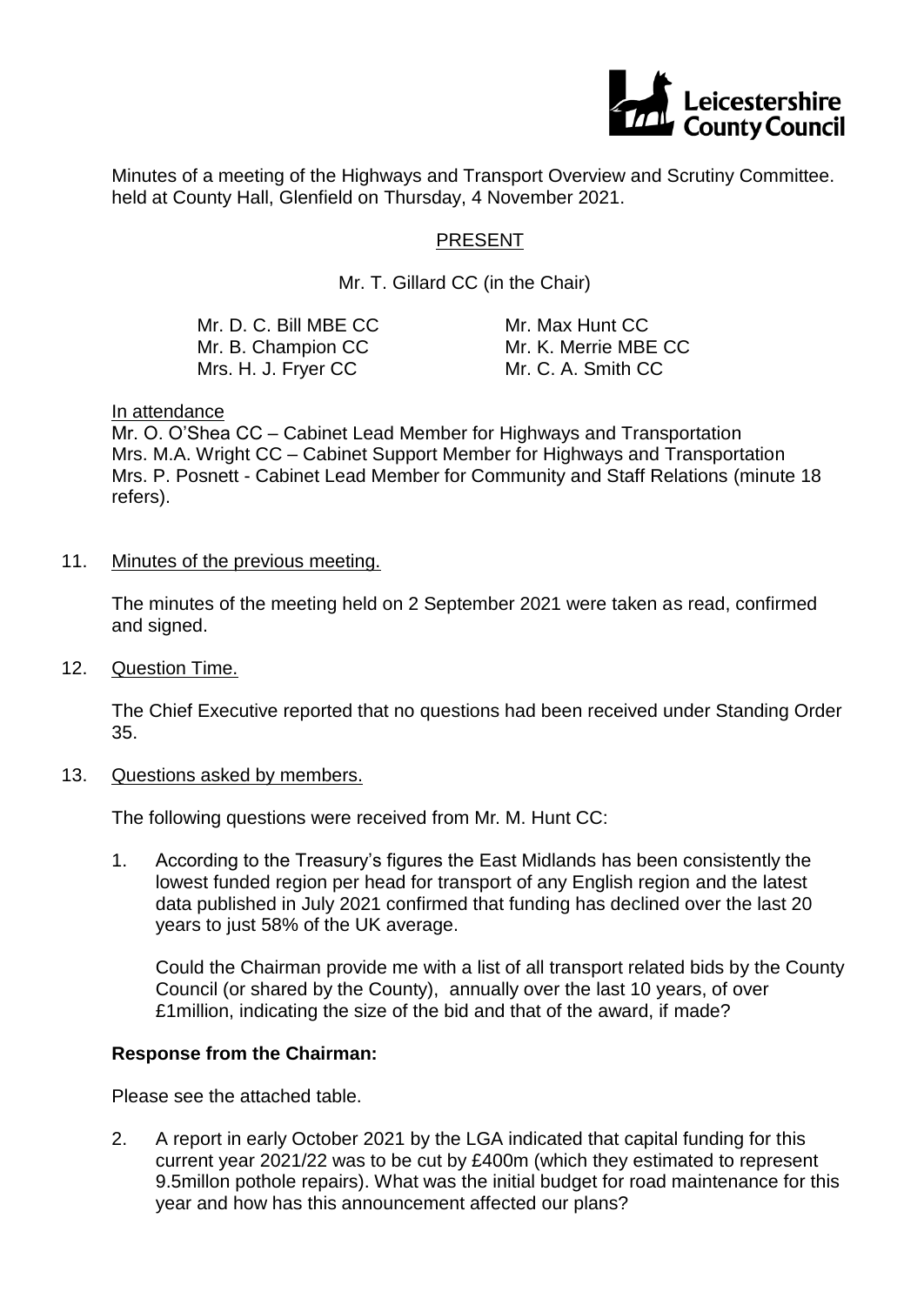Minutes of a meeting of the Highways and Transport Overview and Scrutiny Committee. held at County Hall, Glenfield on Thursday, 4 November 2021.

## PRESENT

Mr. T. Gillard CC (in the Chair)

| | |
|---|---|
| Mr. D. C. Bill MBE CC | Mr. Max Hunt CC |
| Mr. B. Champion CC | Mr. K. Merrie MBE CC |
| Mrs. H. J. Fryer CC | Mr. C. A. Smith CC |

In attendance

Mr. O. O'Shea CC – Cabinet Lead Member for Highways and Transportation
Mrs. M.A. Wright CC – Cabinet Support Member for Highways and Transportation
Mrs. P. Posnett - Cabinet Lead Member for Community and Staff Relations (minute 18 refers).

11. Minutes of the previous meeting.

The minutes of the meeting held on 2 September 2021 were taken as read, confirmed and signed.

12. Question Time.

The Chief Executive reported that no questions had been received under Standing Order 35.

13. Questions asked by members.

The following questions were received from Mr. M. Hunt CC:

1. According to the Treasury's figures the East Midlands has been consistently the lowest funded region per head for transport of any English region and the latest data published in July 2021 confirmed that funding has declined over the last 20 years to just 58% of the UK average.

   Could the Chairman provide me with a list of all transport related bids by the County Council (or shared by the County), annually over the last 10 years, of over £1million, indicating the size of the bid and that of the award, if made?

**Response from the Chairman:**

Please see the attached table.

2. A report in early October 2021 by the LGA indicated that capital funding for this current year 2021/22 was to be cut by £400m (which they estimated to represent 9.5millon pothole repairs). What was the initial budget for road maintenance for this year and how has this announcement affected our plans?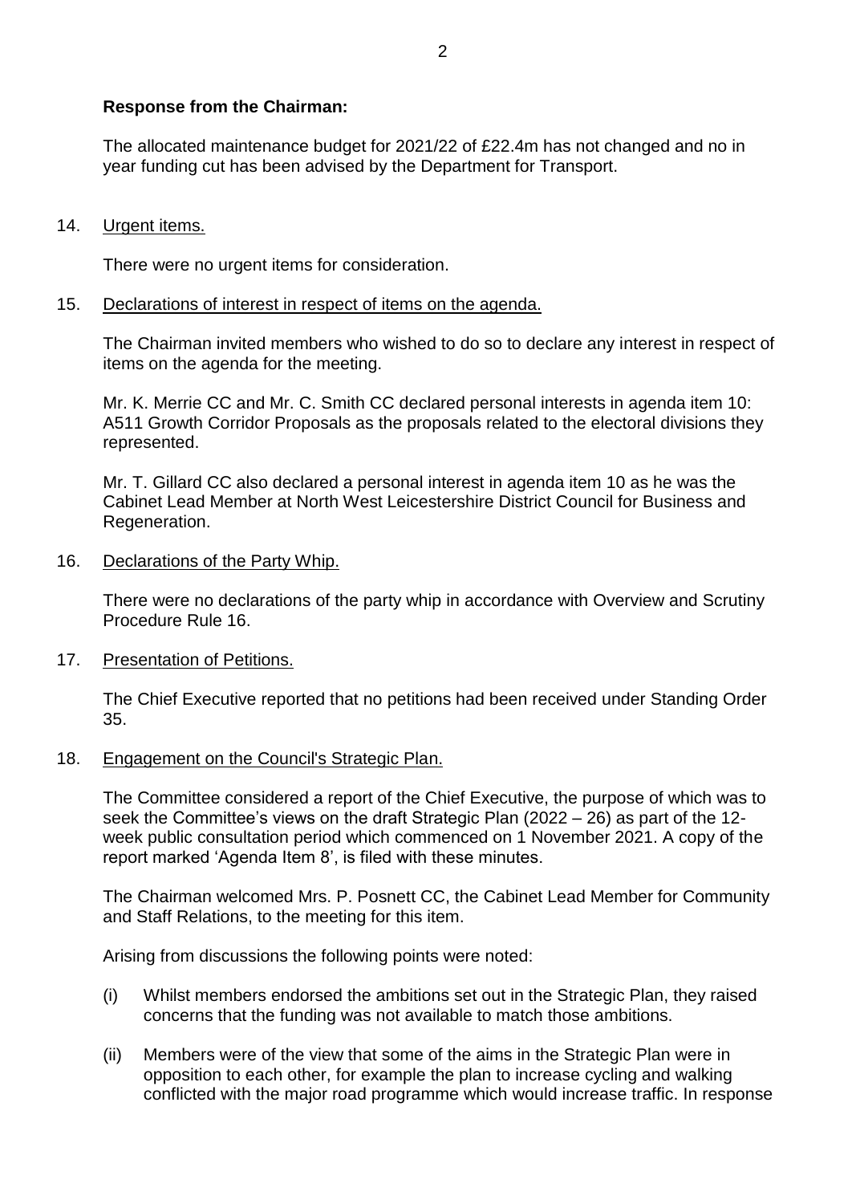**Response from the Chairman:**

The allocated maintenance budget for 2021/22 of £22.4m has not changed and no in year funding cut has been advised by the Department for Transport.

14. Urgent items.

There were no urgent items for consideration.

15. Declarations of interest in respect of items on the agenda.

The Chairman invited members who wished to do so to declare any interest in respect of items on the agenda for the meeting.

Mr. K. Merrie CC and Mr. C. Smith CC declared personal interests in agenda item 10: A511 Growth Corridor Proposals as the proposals related to the electoral divisions they represented.

Mr. T. Gillard CC also declared a personal interest in agenda item 10 as he was the Cabinet Lead Member at North West Leicestershire District Council for Business and Regeneration.

16. Declarations of the Party Whip.

There were no declarations of the party whip in accordance with Overview and Scrutiny Procedure Rule 16.

17. Presentation of Petitions.

The Chief Executive reported that no petitions had been received under Standing Order 35.

18. Engagement on the Council's Strategic Plan.

The Committee considered a report of the Chief Executive, the purpose of which was to seek the Committee's views on the draft Strategic Plan (2022 – 26) as part of the 12-week public consultation period which commenced on 1 November 2021. A copy of the report marked 'Agenda Item 8', is filed with these minutes.

The Chairman welcomed Mrs. P. Posnett CC, the Cabinet Lead Member for Community and Staff Relations, to the meeting for this item.

Arising from discussions the following points were noted:

(i) Whilst members endorsed the ambitions set out in the Strategic Plan, they raised concerns that the funding was not available to match those ambitions.

(ii) Members were of the view that some of the aims in the Strategic Plan were in opposition to each other, for example the plan to increase cycling and walking conflicted with the major road programme which would increase traffic. In response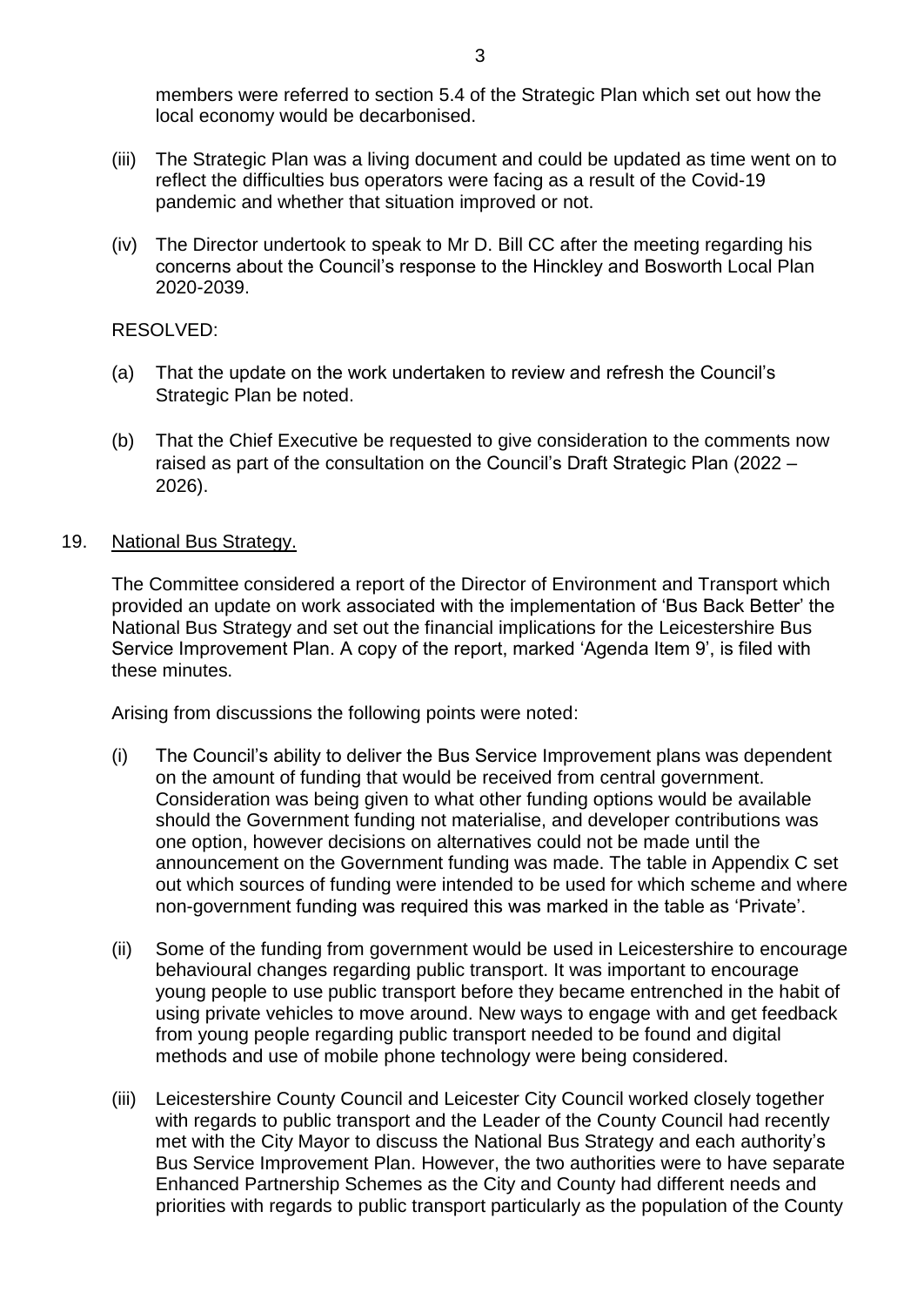members were referred to section 5.4 of the Strategic Plan which set out how the local economy would be decarbonised.

(iii) The Strategic Plan was a living document and could be updated as time went on to reflect the difficulties bus operators were facing as a result of the Covid-19 pandemic and whether that situation improved or not.

(iv) The Director undertook to speak to Mr D. Bill CC after the meeting regarding his concerns about the Council's response to the Hinckley and Bosworth Local Plan 2020-2039.

RESOLVED:

(a) That the update on the work undertaken to review and refresh the Council's Strategic Plan be noted.

(b) That the Chief Executive be requested to give consideration to the comments now raised as part of the consultation on the Council's Draft Strategic Plan (2022 – 2026).

19. <u>National Bus Strategy.</u>

The Committee considered a report of the Director of Environment and Transport which provided an update on work associated with the implementation of 'Bus Back Better' the National Bus Strategy and set out the financial implications for the Leicestershire Bus Service Improvement Plan. A copy of the report, marked 'Agenda Item 9', is filed with these minutes.

Arising from discussions the following points were noted:

(i) The Council's ability to deliver the Bus Service Improvement plans was dependent on the amount of funding that would be received from central government. Consideration was being given to what other funding options would be available should the Government funding not materialise, and developer contributions was one option, however decisions on alternatives could not be made until the announcement on the Government funding was made. The table in Appendix C set out which sources of funding were intended to be used for which scheme and where non-government funding was required this was marked in the table as 'Private'.

(ii) Some of the funding from government would be used in Leicestershire to encourage behavioural changes regarding public transport. It was important to encourage young people to use public transport before they became entrenched in the habit of using private vehicles to move around. New ways to engage with and get feedback from young people regarding public transport needed to be found and digital methods and use of mobile phone technology were being considered.

(iii) Leicestershire County Council and Leicester City Council worked closely together with regards to public transport and the Leader of the County Council had recently met with the City Mayor to discuss the National Bus Strategy and each authority's Bus Service Improvement Plan. However, the two authorities were to have separate Enhanced Partnership Schemes as the City and County had different needs and priorities with regards to public transport particularly as the population of the County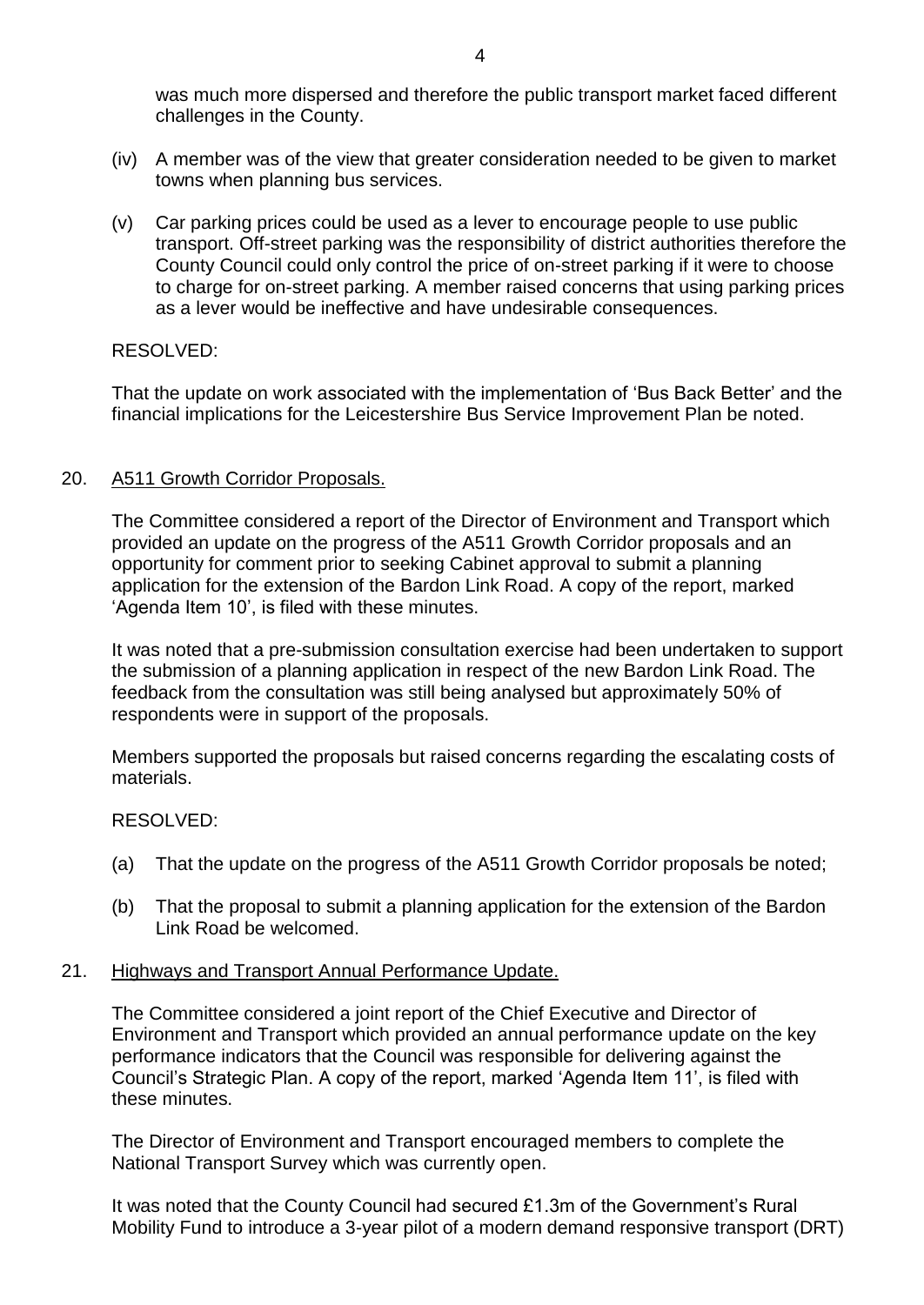was much more dispersed and therefore the public transport market faced different challenges in the County.

(iv) A member was of the view that greater consideration needed to be given to market towns when planning bus services.

(v) Car parking prices could be used as a lever to encourage people to use public transport. Off-street parking was the responsibility of district authorities therefore the County Council could only control the price of on-street parking if it were to choose to charge for on-street parking. A member raised concerns that using parking prices as a lever would be ineffective and have undesirable consequences.

RESOLVED:

That the update on work associated with the implementation of 'Bus Back Better' and the financial implications for the Leicestershire Bus Service Improvement Plan be noted.

20. <u>A511 Growth Corridor Proposals.</u>

The Committee considered a report of the Director of Environment and Transport which provided an update on the progress of the A511 Growth Corridor proposals and an opportunity for comment prior to seeking Cabinet approval to submit a planning application for the extension of the Bardon Link Road. A copy of the report, marked 'Agenda Item 10', is filed with these minutes.

It was noted that a pre-submission consultation exercise had been undertaken to support the submission of a planning application in respect of the new Bardon Link Road. The feedback from the consultation was still being analysed but approximately 50% of respondents were in support of the proposals.

Members supported the proposals but raised concerns regarding the escalating costs of materials.

RESOLVED:

(a) That the update on the progress of the A511 Growth Corridor proposals be noted;

(b) That the proposal to submit a planning application for the extension of the Bardon Link Road be welcomed.

21. <u>Highways and Transport Annual Performance Update.</u>

The Committee considered a joint report of the Chief Executive and Director of Environment and Transport which provided an annual performance update on the key performance indicators that the Council was responsible for delivering against the Council's Strategic Plan. A copy of the report, marked 'Agenda Item 11', is filed with these minutes.

The Director of Environment and Transport encouraged members to complete the National Transport Survey which was currently open.

It was noted that the County Council had secured £1.3m of the Government's Rural Mobility Fund to introduce a 3-year pilot of a modern demand responsive transport (DRT)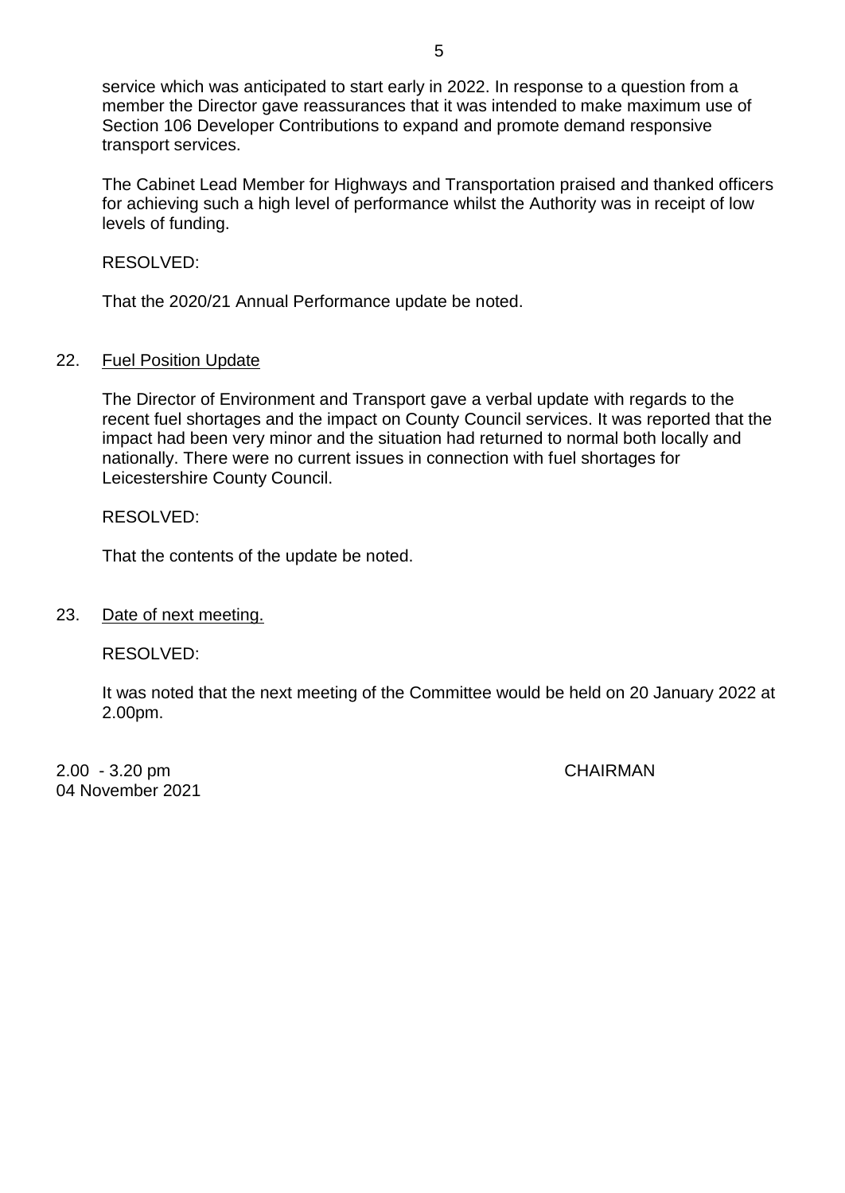service which was anticipated to start early in 2022. In response to a question from a member the Director gave reassurances that it was intended to make maximum use of Section 106 Developer Contributions to expand and promote demand responsive transport services.

The Cabinet Lead Member for Highways and Transportation praised and thanked officers for achieving such a high level of performance whilst the Authority was in receipt of low levels of funding.

RESOLVED:

That the 2020/21 Annual Performance update be noted.

22. Fuel Position Update

The Director of Environment and Transport gave a verbal update with regards to the recent fuel shortages and the impact on County Council services. It was reported that the impact had been very minor and the situation had returned to normal both locally and nationally. There were no current issues in connection with fuel shortages for Leicestershire County Council.

RESOLVED:

That the contents of the update be noted.

23. Date of next meeting.

RESOLVED:

It was noted that the next meeting of the Committee would be held on 20 January 2022 at 2.00pm.

2.00 - 3.20 pm
04 November 2021

CHAIRMAN